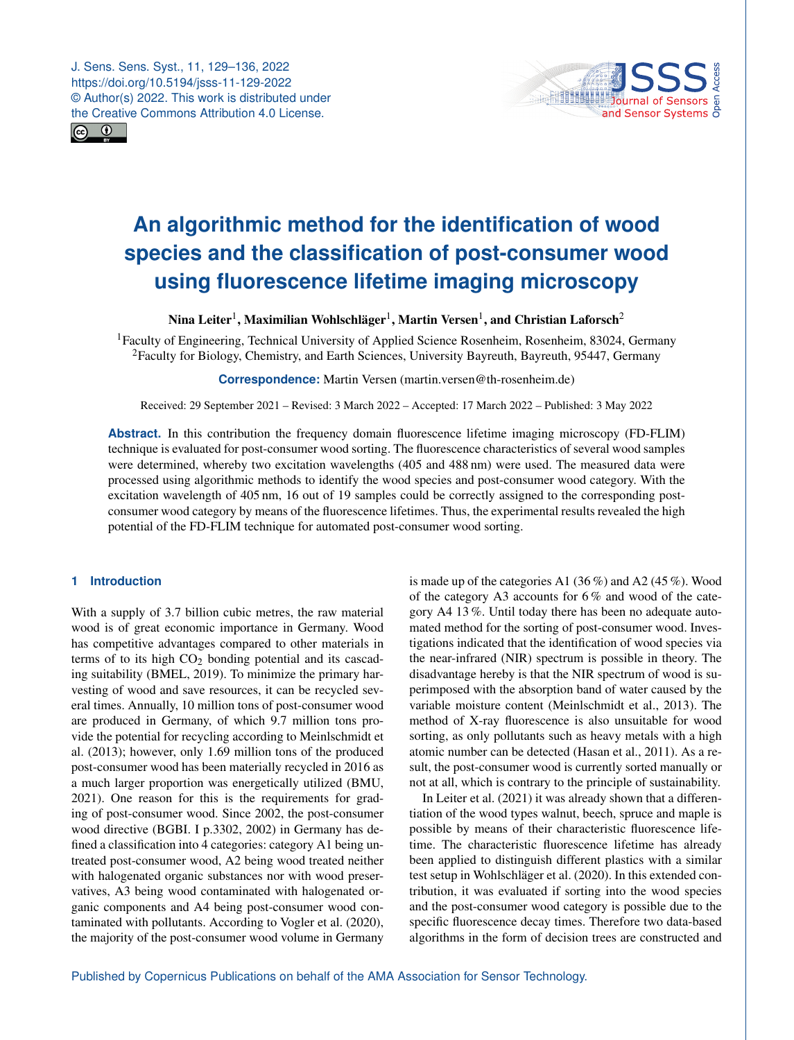# An algorithmic method for the identification of wood species and the classification of post-consumer wood using fluorescence lifetime imaging microscopy

**Nina Leiter[1], Maximilian Wohlschläger[1], Martin Versen[1], and Christian Laforsch[2]**

[1]Faculty of Engineering, Technical University of Applied Science Rosenheim, Rosenheim, 83024, Germany
[2]Faculty for Biology, Chemistry, and Earth Sciences, University Bayreuth, Bayreuth, 95447, Germany

**Correspondence:** Martin Versen (martin.versen@th-rosenheim.de)

Received: 29 September 2021 – Revised: 3 March 2022 – Accepted: 17 March 2022 – Published: 3 May 2022

**Abstract.** In this contribution the frequency domain fluorescence lifetime imaging microscopy (FD-FLIM) technique is evaluated for post-consumer wood sorting. The fluorescence characteristics of several wood samples were determined, whereby two excitation wavelengths (405 and 488 nm) were used. The measured data were processed using algorithmic methods to identify the wood species and post-consumer wood category. With the excitation wavelength of 405 nm, 16 out of 19 samples could be correctly assigned to the corresponding post-consumer wood category by means of the fluorescence lifetimes. Thus, the experimental results revealed the high potential of the FD-FLIM technique for automated post-consumer wood sorting.

## 1 Introduction

With a supply of 3.7 billion cubic metres, the raw material wood is of great economic importance in Germany. Wood has competitive advantages compared to other materials in terms of to its high $CO_2$ bonding potential and its cascading suitability (BMEL, 2019). To minimize the primary harvesting of wood and save resources, it can be recycled several times. Annually, 10 million tons of post-consumer wood are produced in Germany, of which 9.7 million tons provide the potential for recycling according to Meinlschmidt et al. (2013); however, only 1.69 million tons of the produced post-consumer wood has been materially recycled in 2016 as a much larger proportion was energetically utilized (BMU, 2021). One reason for this is the requirements for grading of post-consumer wood. Since 2002, the post-consumer wood directive (BGBI. I p.3302, 2002) in Germany has defined a classification into 4 categories: category A1 being untreated post-consumer wood, A2 being wood treated neither with halogenated organic substances nor with wood preservatives, A3 being wood contaminated with halogenated organic components and A4 being post-consumer wood contaminated with pollutants. According to Vogler et al. (2020), the majority of the post-consumer wood volume in Germany is made up of the categories A1 (36 %) and A2 (45 %). Wood of the category A3 accounts for 6 % and wood of the category A4 13 %. Until today there has been no adequate automated method for the sorting of post-consumer wood. Investigations indicated that the identification of wood species via the near-infrared (NIR) spectrum is possible in theory. The disadvantage hereby is that the NIR spectrum of wood is superimposed with the absorption band of water caused by the variable moisture content (Meinlschmidt et al., 2013). The method of X-ray fluorescence is also unsuitable for wood sorting, as only pollutants such as heavy metals with a high atomic number can be detected (Hasan et al., 2011). As a result, the post-consumer wood is currently sorted manually or not at all, which is contrary to the principle of sustainability.

In Leiter et al. (2021) it was already shown that a differentiation of the wood types walnut, beech, spruce and maple is possible by means of their characteristic fluorescence lifetime. The characteristic fluorescence lifetime has already been applied to distinguish different plastics with a similar test setup in Wohlschläger et al. (2020). In this extended contribution, it was evaluated if sorting into the wood species and the post-consumer wood category is possible due to the specific fluorescence decay times. Therefore two data-based algorithms in the form of decision trees are constructed and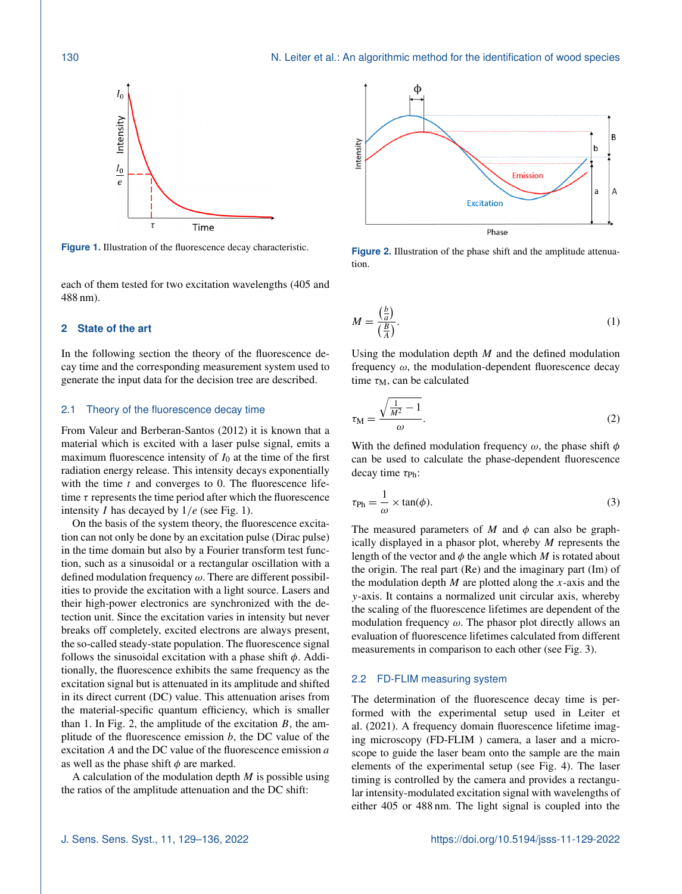Figure 1. Illustration of the fluorescence decay characteristic.

Figure 2. Illustration of the phase shift and the amplitude attenuation.

each of them tested for two excitation wavelengths (405 and 488 nm).

## 2 State of the art

In the following section the theory of the fluorescence decay time and the corresponding measurement system used to generate the input data for the decision tree are described.

### 2.1 Theory of the fluorescence decay time

From Valeur and Berberan-Santos (2012) it is known that a material which is excited with a laser pulse signal, emits a maximum fluorescence intensity of $I_0$ at the time of the first radiation energy release. This intensity decays exponentially with the time $t$ and converges to 0. The fluorescence lifetime $\tau$ represents the time period after which the fluorescence intensity $I$ has decayed by $1/e$ (see Fig. 1).

On the basis of the system theory, the fluorescence excitation can not only be done by an excitation pulse (Dirac pulse) in the time domain but also by a Fourier transform function, such as a sinusoidal or a rectangular oscillation with a defined modulation frequency $\omega$. There are different possibilities to provide the excitation with a light source. Lasers and their high-power electronics are synchronized with the detection unit. Since the excitation varies in intensity but never breaks off completely, excited electrons are always present, the so-called steady-state population. The fluorescence signal follows the sinusoidal excitation with a phase shift $\phi$. Additionally, the fluorescence exhibits the same frequency as the excitation signal but is attenuated in its amplitude and shifted in its direct current (DC) value. This attenuation arises from the material-specific quantum efficiency, which is smaller than 1. In Fig. 2, the amplitude of the excitation $B$, the amplitude of the fluorescence emission $b$, the DC value of the excitation $A$ and the DC value of the fluorescence emission $a$ as well as the phase shift $\phi$ are marked.

A calculation of the modulation depth $M$ is possible using the ratios of the amplitude attenuation and the DC shift:

$$M = \frac{\left(\frac{b}{a}\right)}{\left(\frac{B}{A}\right)}. \tag{1}$$

Using the modulation depth $M$ and the defined modulation frequency $\omega$, the modulation-dependent fluorescence decay time $\tau_M$, can be calculated

$$\tau_M = \frac{\sqrt{\frac{1}{M^2} - 1}}{\omega}. \tag{2}$$

With the defined modulation frequency $\omega$, the phase shift $\phi$ can be used to calculate the phase-dependent fluorescence decay time $\tau_{Ph}$:

$$\tau_{Ph} = \frac{1}{\omega} \times \tan(\phi). \tag{3}$$

The measured parameters of $M$ and $\phi$ can also be graphically displayed in a phasor plot, whereby $M$ represents the length of the vector and $\phi$ the angle which $M$ is rotated about the origin. The real part (Re) and the imaginary part (Im) of the modulation depth $M$ are plotted along the $x$-axis and the $y$-axis. It contains a normalized unit circular axis, whereby the scaling of the fluorescence lifetimes are dependent of the modulation frequency $\omega$. The phasor plot directly allows an evaluation of fluorescence lifetimes calculated from different measurements in comparison to each other (see Fig. 3).

### 2.2 FD-FLIM measuring system

The determination of the fluorescence decay time is performed with the experimental setup used in Leiter et al. (2021). A frequency domain fluorescence lifetime imaging microscopy (FD-FLIM ) camera, a laser and a microscope to guide the laser beam onto the sample are the main elements of the experimental setup (see Fig. 4). The laser timing is controlled by the camera and provides a rectangular intensity-modulated excitation signal with wavelengths of either 405 or 488 nm. The light signal is coupled into the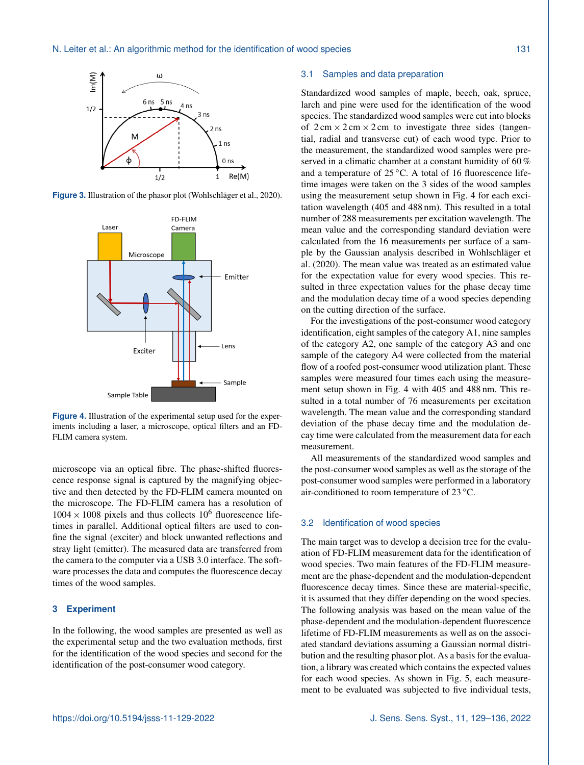Figure 3. Illustration of the phasor plot (Wohlschläger et al., 2020).

Figure 4. Illustration of the experimental setup used for the experiments including a laser, a microscope, optical filters and an FD-FLIM camera system.

microscope via an optical fibre. The phase-shifted fluorescence response signal is captured by the magnifying objective and then detected by the FD-FLIM camera mounted on the microscope. The FD-FLIM camera has a resolution of $1004 \times 1008$ pixels and thus collects $10^6$ fluorescence lifetimes in parallel. Additional optical filters are used to confine the signal (exciter) and block unwanted reflections and stray light (emitter). The measured data are transferred from the camera to the computer via a USB 3.0 interface. The software processes the data and computes the fluorescence decay times of the wood samples.

## 3 Experiment

In the following, the wood samples are presented as well as the experimental setup and the two evaluation methods, first for the identification of the wood species and second for the identification of the post-consumer wood category.

### 3.1 Samples and data preparation

Standardized wood samples of maple, beech, oak, spruce, larch and pine were used for the identification of the wood species. The standardized wood samples were cut into blocks of $2\,\text{cm} \times 2\,\text{cm} \times 2\,\text{cm}$ to investigate three sides (tangential, radial and transverse cut) of each wood type. Prior to the measurement, the standardized wood samples were preserved in a climatic chamber at a constant humidity of 60 % and a temperature of 25 °C. A total of 16 fluorescence lifetime images were taken on the 3 sides of the wood samples using the measurement setup shown in Fig. 4 for each excitation wavelength (405 and 488 nm). This resulted in a total number of 288 measurements per excitation wavelength. The mean value and the corresponding standard deviation were calculated from the 16 measurements per surface of a sample by the Gaussian analysis described in Wohlschläger et al. (2020). The mean value was treated as an estimated value for the expectation value for every wood species. This resulted in three expectation values for the phase decay time and the modulation decay time of a wood species depending on the cutting direction of the surface.

For the investigations of the post-consumer wood category identification, eight samples of the category A1, nine samples of the category A2, one sample of the category A3 and one sample of the category A4 were collected from the material flow of a roofed post-consumer wood utilization plant. These samples were measured four times each using the measurement setup shown in Fig. 4 with 405 and 488 nm. This resulted in a total number of 76 measurements per excitation wavelength. The mean value and the corresponding standard deviation of the phase decay time and the modulation decay time were calculated from the measurement data for each measurement.

All measurements of the standardized wood samples and the post-consumer wood samples as well as the storage of the post-consumer wood samples were performed in a laboratory air-conditioned to room temperature of 23 °C.

### 3.2 Identification of wood species

The main target was to develop a decision tree for the evaluation of FD-FLIM measurement data for the identification of wood species. Two main features of the FD-FLIM measurement are the phase-dependent and the modulation-dependent fluorescence decay times. Since these are material-specific, it is assumed that they differ depending on the wood species. The following analysis was based on the mean value of the phase-dependent and the modulation-dependent fluorescence lifetime of FD-FLIM measurements as well as on the associated standard deviations assuming a Gaussian normal distribution and the resulting phasor plot. As a basis for the evaluation, a library was created which contains the expected values for each wood species. As shown in Fig. 5, each measurement to be evaluated was subjected to five individual tests,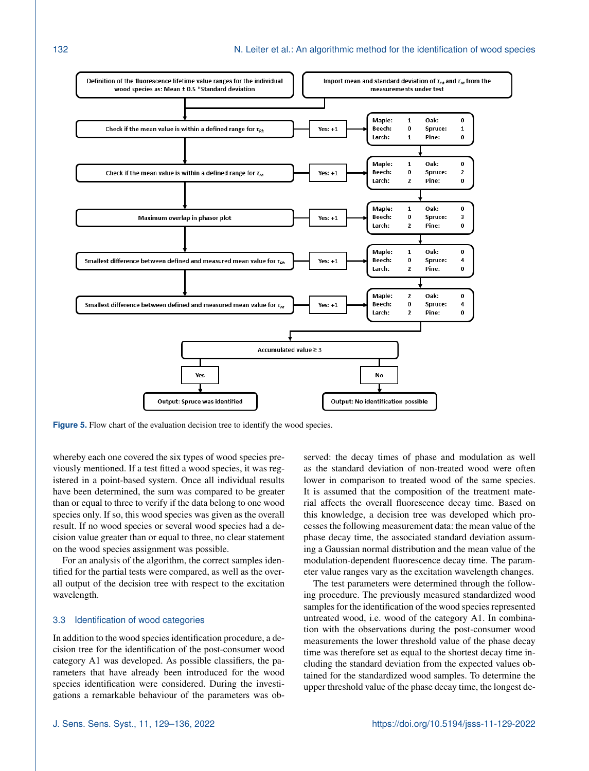Definition of the fluorescence lifetime value ranges for the individual wood species as: Mean ± 0.5 *Standard deviation

Import mean and standard deviation of $\tau_{Ph}$ and $\tau_M$ from the measurements under test

Check if the mean value is within a defined range for $\tau_{Ph}$ — Yes: +1

| Maple: | 1 | Oak: | 0 |
| --- | --- | --- | --- |
| Beech: | 0 | Spruce: | 1 |
| Larch: | 1 | Pine: | 0 |

Check if the mean value is within a defined range for $\tau_M$ — Yes: +1

| Maple: | 1 | Oak: | 0 |
| --- | --- | --- | --- |
| Beech: | 0 | Spruce: | 2 |
| Larch: | 2 | Pine: | 0 |

Maximum overlap in phasor plot — Yes: +1

| Maple: | 1 | Oak: | 0 |
| --- | --- | --- | --- |
| Beech: | 0 | Spruce: | 3 |
| Larch: | 2 | Pine: | 0 |

Smallest difference between defined and measured mean value for $\tau_{Ph}$ — Yes: +1

| Maple: | 1 | Oak: | 0 |
| --- | --- | --- | --- |
| Beech: | 0 | Spruce: | 4 |
| Larch: | 2 | Pine: | 0 |

Smallest difference between defined and measured mean value for $\tau_M$ — Yes: +1

| Maple: | 2 | Oak: | 0 |
| --- | --- | --- | --- |
| Beech: | 0 | Spruce: | 4 |
| Larch: | 2 | Pine: | 0 |

Accumulated value ≥ 3

Yes → Output: Spruce was identified

No → Output: No identification possible

**Figure 5.** Flow chart of the evaluation decision tree to identify the wood species.

whereby each one covered the six types of wood species previously mentioned. If a test fitted a wood species, it was registered in a point-based system. Once all individual results have been determined, the sum was compared to be greater than or equal to three to verify if the data belong to one wood species only. If so, this wood species was given as the overall result. If no wood species or several wood species had a decision value greater than or equal to three, no clear statement on the wood species assignment was possible.

For an analysis of the algorithm, the correct samples identified for the partial tests were compared, as well as the overall output of the decision tree with respect to the excitation wavelength.

### 3.3 Identification of wood categories

In addition to the wood species identification procedure, a decision tree for the identification of the post-consumer wood category A1 was developed. As possible classifiers, the parameters that have already been introduced for the wood species identification were considered. During the investigations a remarkable behaviour of the parameters was observed: the decay times of phase and modulation as well as the standard deviation of non-treated wood were often lower in comparison to treated wood of the same species. It is assumed that the composition of the treatment material affects the overall fluorescence decay time. Based on this knowledge, a decision tree was developed which processes the following measurement data: the mean value of the phase decay time, the associated standard deviation assuming a Gaussian normal distribution and the mean value of the modulation-dependent fluorescence decay time. The parameter value ranges vary as the excitation wavelength changes.

The test parameters were determined through the following procedure. The previously measured standardized wood samples for the identification of the wood species represented untreated wood, i.e. wood of the category A1. In combination with the observations during the post-consumer wood measurements the lower threshold value of the phase decay time was therefore set as equal to the shortest decay time including the standard deviation from the expected values obtained for the standardized wood samples. To determine the upper threshold value of the phase decay time, the longest de-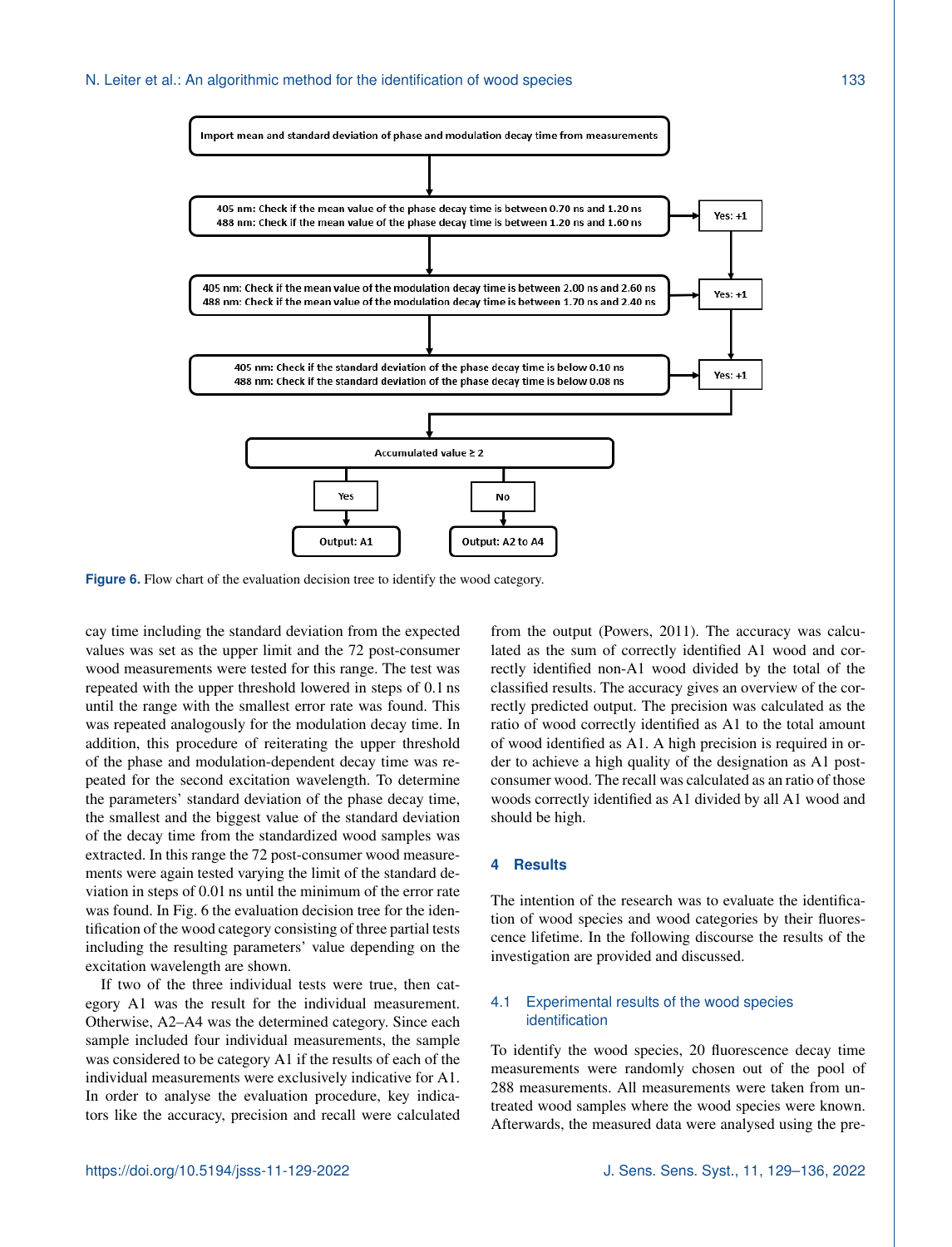Import mean and standard deviation of phase and modulation decay time from measurements

405 nm: Check if the mean value of the phase decay time is between 0.70 ns and 1.20 ns
488 nm: Check if the mean value of the phase decay time is between 1.20 ns and 1.60 ns → Yes: +1

405 nm: Check if the mean value of the modulation decay time is between 2.00 ns and 2.60 ns
488 nm: Check if the mean value of the modulation decay time is between 1.70 ns and 2.40 ns → Yes: +1

405 nm: Check if the standard deviation of the phase decay time is below 0.10 ns
488 nm: Check if the standard deviation of the phase decay time is below 0.08 ns → Yes: +1

Accumulated value ≥ 2

Yes → Output: A1

No → Output: A2 to A4

**Figure 6.** Flow chart of the evaluation decision tree to identify the wood category.

cay time including the standard deviation from the expected values was set as the upper limit and the 72 post-consumer wood measurements were tested for this range. The test was repeated with the upper threshold lowered in steps of 0.1 ns until the range with the smallest error rate was found. This was repeated analogously for the modulation decay time. In addition, this procedure of reiterating the upper threshold of the phase and modulation-dependent decay time was repeated for the second excitation wavelength. To determine the parameters' standard deviation of the phase decay time, the smallest and the biggest value of the standard deviation of the decay time from the standardized wood samples was extracted. In this range the 72 post-consumer wood measurements were again tested varying the limit of the standard deviation in steps of 0.01 ns until the minimum of the error rate was found. In Fig. 6 the evaluation decision tree for the identification of the wood category consisting of three partial tests including the resulting parameters' value depending on the excitation wavelength are shown.

If two of the three individual tests were true, then category A1 was the result for the individual measurement. Otherwise, A2–A4 was the determined category. Since each sample included four individual measurements, the sample was considered to be category A1 if the results of each of the individual measurements were exclusively indicative for A1. In order to analyse the evaluation procedure, key indicators like the accuracy, precision and recall were calculated from the output (Powers, 2011). The accuracy was calculated as the sum of correctly identified A1 wood and correctly identified non-A1 wood divided by the total of the classified results. The accuracy gives an overview of the correctly predicted output. The precision was calculated as the ratio of wood correctly identified as A1 to the total amount of wood identified as A1. A high precision is required in order to achieve a high quality of the designation as A1 post-consumer wood. The recall was calculated as an ratio of those woods correctly identified as A1 divided by all A1 wood and should be high.

## 4 Results

The intention of the research was to evaluate the identification of wood species and wood categories by their fluorescence lifetime. In the following discourse the results of the investigation are provided and discussed.

### 4.1 Experimental results of the wood species identification

To identify the wood species, 20 fluorescence decay time measurements were randomly chosen out of the pool of 288 measurements. All measurements were taken from untreated wood samples where the wood species were known. Afterwards, the measured data were analysed using the pre-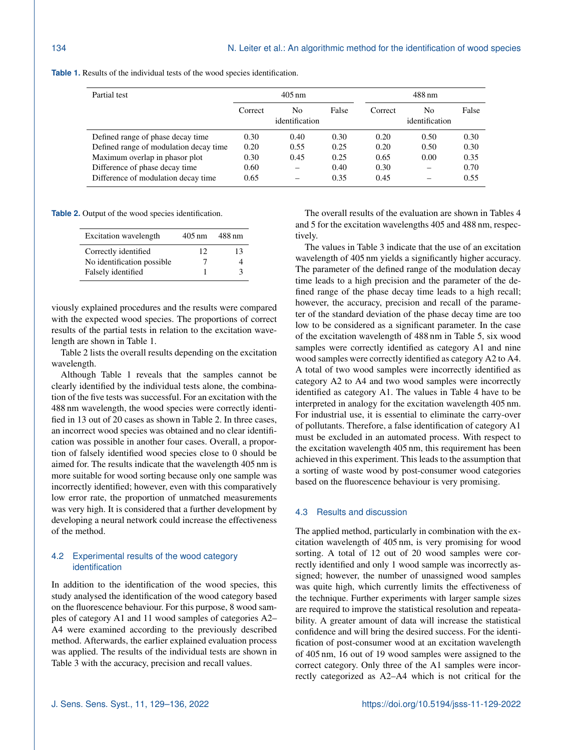**Table 1.** Results of the individual tests of the wood species identification.

| Partial test | 405 nm | | | 488 nm | | |
|---|---|---|---|---|---|---|
| | Correct | No identification | False | Correct | No identification | False |
| Defined range of phase decay time | 0.30 | 0.40 | 0.30 | 0.20 | 0.50 | 0.30 |
| Defined range of modulation decay time | 0.20 | 0.55 | 0.25 | 0.20 | 0.50 | 0.30 |
| Maximum overlap in phasor plot | 0.30 | 0.45 | 0.25 | 0.65 | 0.00 | 0.35 |
| Difference of phase decay time | 0.60 | – | 0.40 | 0.30 | – | 0.70 |
| Difference of modulation decay time | 0.65 | – | 0.35 | 0.45 | – | 0.55 |

**Table 2.** Output of the wood species identification.

| Excitation wavelength | 405 nm | 488 nm |
|---|---|---|
| Correctly identified | 12 | 13 |
| No identification possible | 7 | 4 |
| Falsely identified | 1 | 3 |

viously explained procedures and the results were compared with the expected wood species. The proportions of correct results of the partial tests in relation to the excitation wavelength are shown in Table 1.

Table 2 lists the overall results depending on the excitation wavelength.

Although Table 1 reveals that the samples cannot be clearly identified by the individual tests alone, the combination of the five tests was successful. For an excitation with the 488 nm wavelength, the wood species were correctly identified in 13 out of 20 cases as shown in Table 2. In three cases, an incorrect wood species was obtained and no clear identification was possible in another four cases. Overall, a proportion of falsely identified wood species close to 0 should be aimed for. The results indicate that the wavelength 405 nm is more suitable for wood sorting because only one sample was incorrectly identified; however, even with this comparatively low error rate, the proportion of unmatched measurements was very high. It is considered that a further development by developing a neural network could increase the effectiveness of the method.

## 4.2 Experimental results of the wood category identification

In addition to the identification of the wood species, this study analysed the identification of the wood category based on the fluorescence behaviour. For this purpose, 8 wood samples of category A1 and 11 wood samples of categories A2–A4 were examined according to the previously described method. Afterwards, the earlier explained evaluation process was applied. The results of the individual tests are shown in Table 3 with the accuracy, precision and recall values.

The overall results of the evaluation are shown in Tables 4 and 5 for the excitation wavelengths 405 and 488 nm, respectively.

The values in Table 3 indicate that the use of an excitation wavelength of 405 nm yields a significantly higher accuracy. The parameter of the defined range of the modulation decay time leads to a high precision and the parameter of the defined range of the phase decay time leads to a high recall; however, the accuracy, precision and recall of the parameter of the standard deviation of the phase decay time are too low to be considered as a significant parameter. In the case of the excitation wavelength of 488 nm in Table 5, six wood samples were correctly identified as category A1 and nine wood samples were correctly identified as category A2 to A4. A total of two wood samples were incorrectly identified as category A2 to A4 and two wood samples were incorrectly identified as category A1. The values in Table 4 have to be interpreted in analogy for the excitation wavelength 405 nm. For industrial use, it is essential to eliminate the carry-over of pollutants. Therefore, a false identification of category A1 must be excluded in an automated process. With respect to the excitation wavelength 405 nm, this requirement has been achieved in this experiment. This leads to the assumption that a sorting of waste wood by post-consumer wood categories based on the fluorescence behaviour is very promising.

## 4.3 Results and discussion

The applied method, particularly in combination with the excitation wavelength of 405 nm, is very promising for wood sorting. A total of 12 out of 20 wood samples were correctly identified and only 1 wood sample was incorrectly assigned; however, the number of unassigned wood samples was quite high, which currently limits the effectiveness of the technique. Further experiments with larger sample sizes are required to improve the statistical resolution and repeatability. A greater amount of data will increase the statistical confidence and will bring the desired success. For the identification of post-consumer wood at an excitation wavelength of 405 nm, 16 out of 19 wood samples were assigned to the correct category. Only three of the A1 samples were incorrectly categorized as A2–A4 which is not critical for the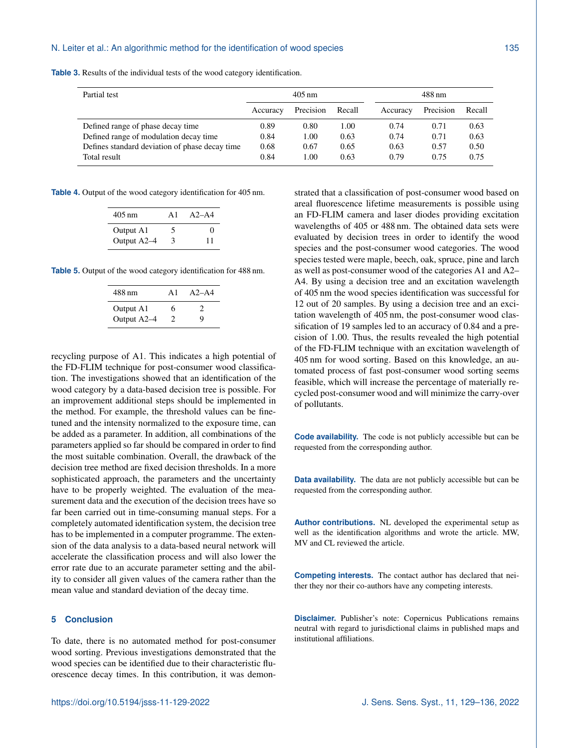**Table 3.** Results of the individual tests of the wood category identification.

| Partial test | 405 nm | | | 488 nm | | |
|---|---|---|---|---|---|---|
| | Accuracy | Precision | Recall | Accuracy | Precision | Recall |
| Defined range of phase decay time | 0.89 | 0.80 | 1.00 | 0.74 | 0.71 | 0.63 |
| Defined range of modulation decay time | 0.84 | 1.00 | 0.63 | 0.74 | 0.71 | 0.63 |
| Defines standard deviation of phase decay time | 0.68 | 0.67 | 0.65 | 0.63 | 0.57 | 0.50 |
| Total result | 0.84 | 1.00 | 0.63 | 0.79 | 0.75 | 0.75 |

**Table 4.** Output of the wood category identification for 405 nm.

| 405 nm | A1 | A2–A4 |
|---|---|---|
| Output A1 | 5 | 0 |
| Output A2–4 | 3 | 11 |

**Table 5.** Output of the wood category identification for 488 nm.

| 488 nm | A1 | A2–A4 |
|---|---|---|
| Output A1 | 6 | 2 |
| Output A2–4 | 2 | 9 |

recycling purpose of A1. This indicates a high potential of the FD-FLIM technique for post-consumer wood classification. The investigations showed that an identification of the wood category by a data-based decision tree is possible. For an improvement additional steps should be implemented in the method. For example, the threshold values can be fine-tuned and the intensity normalized to the exposure time, can be added as a parameter. In addition, all combinations of the parameters applied so far should be compared in order to find the most suitable combination. Overall, the drawback of the decision tree method are fixed decision thresholds. In a more sophisticated approach, the parameters and the uncertainty have to be properly weighted. The evaluation of the measurement data and the execution of the decision trees have so far been carried out in time-consuming manual steps. For a completely automated identification system, the decision tree has to be implemented in a computer programme. The extension of the data analysis to a data-based neural network will accelerate the classification process and will also lower the error rate due to an accurate parameter setting and the ability to consider all given values of the camera rather than the mean value and standard deviation of the decay time.

## 5 Conclusion

To date, there is no automated method for post-consumer wood sorting. Previous investigations demonstrated that the wood species can be identified due to their characteristic fluorescence decay times. In this contribution, it was demonstrated that a classification of post-consumer wood based on areal fluorescence lifetime measurements is possible using an FD-FLIM camera and laser diodes providing excitation wavelengths of 405 or 488 nm. The obtained data sets were evaluated by decision trees in order to identify the wood species and the post-consumer wood categories. The wood species tested were maple, beech, oak, spruce, pine and larch as well as post-consumer wood of the categories A1 and A2–A4. By using a decision tree and an excitation wavelength of 405 nm the wood species identification was successful for 12 out of 20 samples. By using a decision tree and an excitation wavelength of 405 nm, the post-consumer wood classification of 19 samples led to an accuracy of 0.84 and a precision of 1.00. Thus, the results revealed the high potential of the FD-FLIM technique with an excitation wavelength of 405 nm for wood sorting. Based on this knowledge, an automated process of fast post-consumer wood sorting seems feasible, which will increase the percentage of materially recycled post-consumer wood and will minimize the carry-over of pollutants.

**Code availability.** The code is not publicly accessible but can be requested from the corresponding author.

**Data availability.** The data are not publicly accessible but can be requested from the corresponding author.

**Author contributions.** NL developed the experimental setup as well as the identification algorithms and wrote the article. MW, MV and CL reviewed the article.

**Competing interests.** The contact author has declared that neither they nor their co-authors have any competing interests.

**Disclaimer.** Publisher's note: Copernicus Publications remains neutral with regard to jurisdictional claims in published maps and institutional affiliations.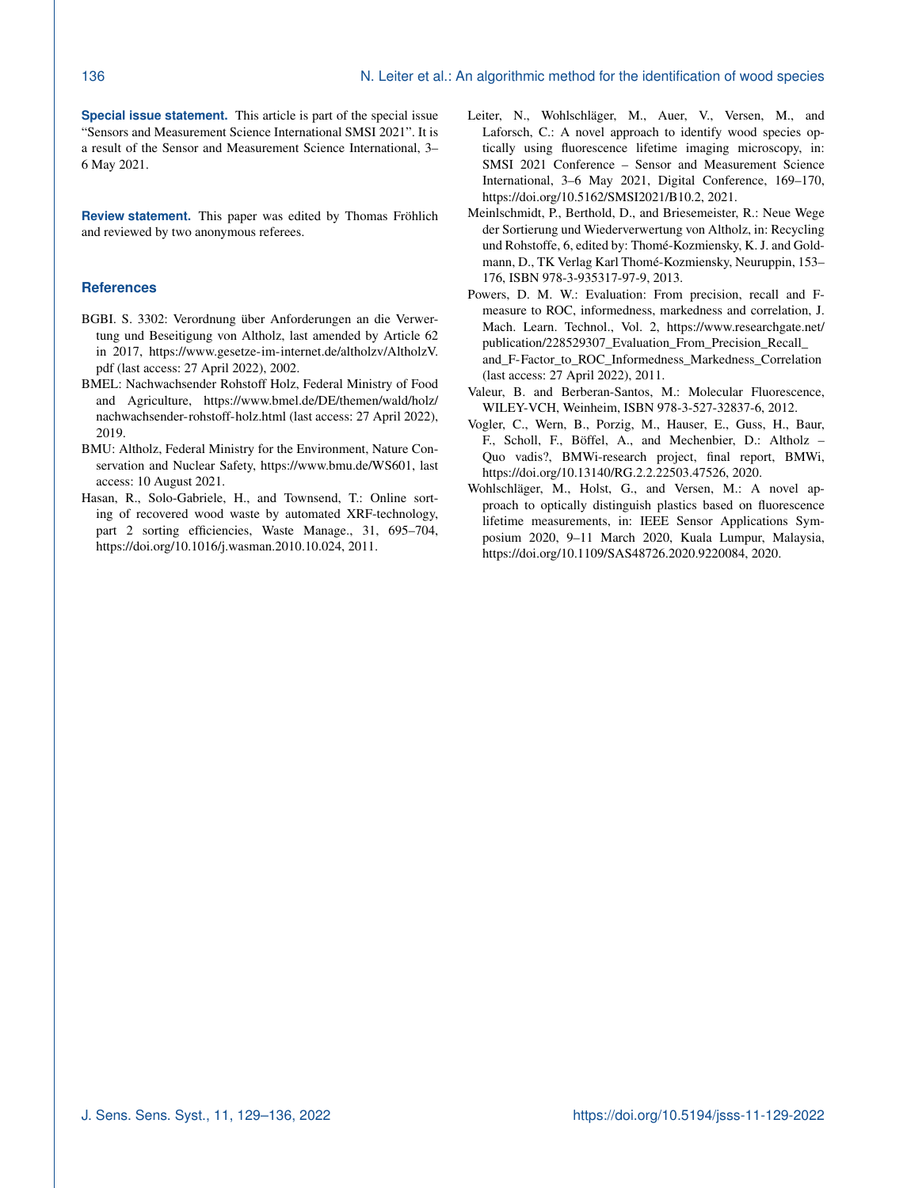**Special issue statement.** This article is part of the special issue "Sensors and Measurement Science International SMSI 2021". It is a result of the Sensor and Measurement Science International, 3–6 May 2021.

**Review statement.** This paper was edited by Thomas Fröhlich and reviewed by two anonymous referees.

## References

BGBI. S. 3302: Verordnung über Anforderungen an die Verwertung und Beseitigung von Altholz, last amended by Article 62 in 2017, https://www.gesetze-im-internet.de/altholzv/AltholzV.pdf (last access: 27 April 2022), 2002.

BMEL: Nachwachsender Rohstoff Holz, Federal Ministry of Food and Agriculture, https://www.bmel.de/DE/themen/wald/holz/nachwachsender-rohstoff-holz.html (last access: 27 April 2022), 2019.

BMU: Altholz, Federal Ministry for the Environment, Nature Conservation and Nuclear Safety, https://www.bmu.de/WS601, last access: 10 August 2021.

Hasan, R., Solo-Gabriele, H., and Townsend, T.: Online sorting of recovered wood waste by automated XRF-technology, part 2 sorting efficiencies, Waste Manage., 31, 695–704, https://doi.org/10.1016/j.wasman.2010.10.024, 2011.

Leiter, N., Wohlschläger, M., Auer, V., Versen, M., and Laforsch, C.: A novel approach to identify wood species optically using fluorescence lifetime imaging microscopy, in: SMSI 2021 Conference – Sensor and Measurement Science International, 3–6 May 2021, Digital Conference, 169–170, https://doi.org/10.5162/SMSI2021/B10.2, 2021.

Meinlschmidt, P., Berthold, D., and Briesemeister, R.: Neue Wege der Sortierung und Wiederverwertung von Altholz, in: Recycling und Rohstoffe, 6, edited by: Thomé-Kozmiensky, K. J. and Goldmann, D., TK Verlag Karl Thomé-Kozmiensky, Neuruppin, 153–176, ISBN 978-3-935317-97-9, 2013.

Powers, D. M. W.: Evaluation: From precision, recall and F-measure to ROC, informedness, markedness and correlation, J. Mach. Learn. Technol., Vol. 2, https://www.researchgate.net/publication/228529307_Evaluation_From_Precision_Recall_and_F-Factor_to_ROC_Informedness_Markedness_Correlation (last access: 27 April 2022), 2011.

Valeur, B. and Berberan-Santos, M.: Molecular Fluorescence, WILEY-VCH, Weinheim, ISBN 978-3-527-32837-6, 2012.

Vogler, C., Wern, B., Porzig, M., Hauser, E., Guss, H., Baur, F., Scholl, F., Böffel, A., and Mechenbier, D.: Altholz – Quo vadis?, BMWi-research project, final report, BMWi, https://doi.org/10.13140/RG.2.2.22503.47526, 2020.

Wohlschläger, M., Holst, G., and Versen, M.: A novel approach to optically distinguish plastics based on fluorescence lifetime measurements, in: IEEE Sensor Applications Symposium 2020, 9–11 March 2020, Kuala Lumpur, Malaysia, https://doi.org/10.1109/SAS48726.2020.9220084, 2020.